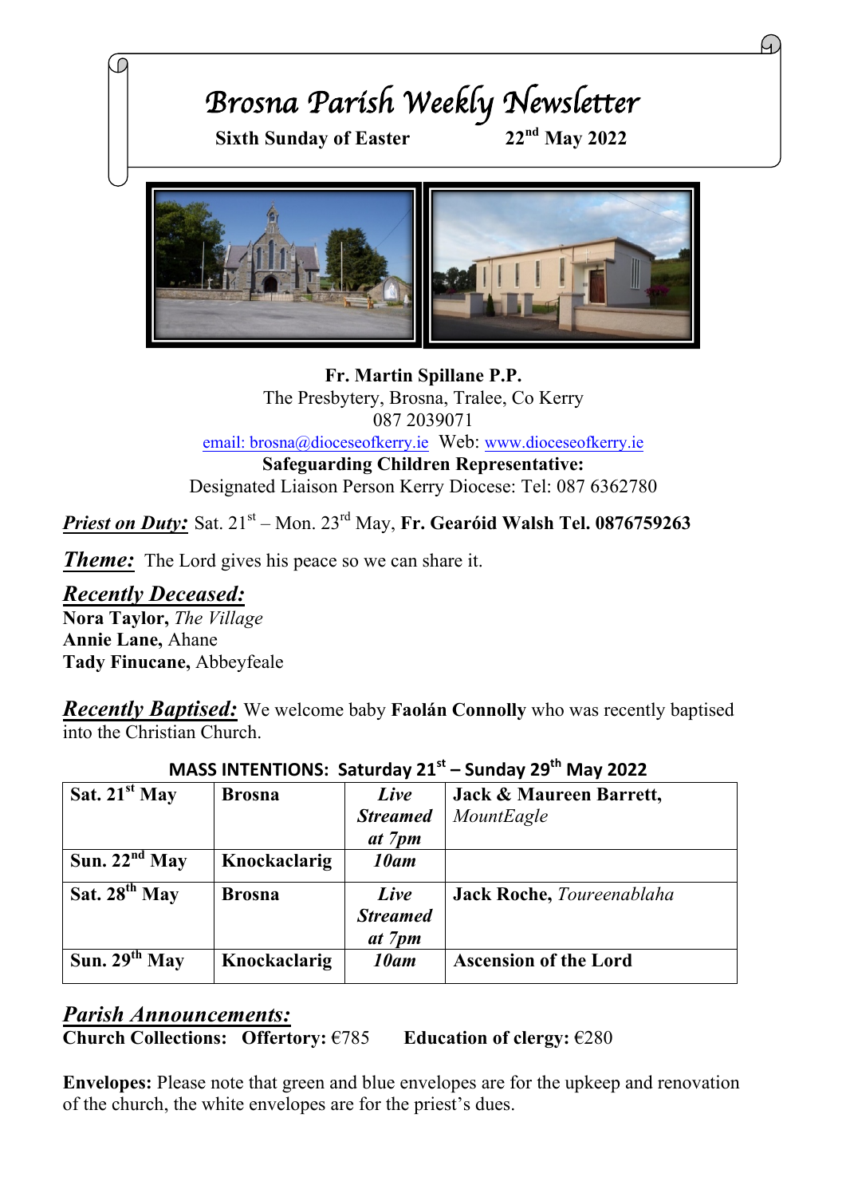# Brosna Parish Weekly Newsletter

**Sixth Sunday of Easter** **22nd May 2022**

**Fr. Martin Spillane P.P.**
The Presbytery, Brosna, Tralee, Co Kerry
087 2039071
email: brosna@dioceseofkerry.ie Web: www.dioceseofkerry.ie
**Safeguarding Children Representative:**
Designated Liaison Person Kerry Diocese: Tel: 087 6362780

***Priest on Duty:*** Sat. 21st – Mon. 23rd May, **Fr. Gearóid Walsh Tel. 0876759263**

***Theme:*** The Lord gives his peace so we can share it.

***Recently Deceased:***
**Nora Taylor,** *The Village*
**Annie Lane,** Ahane
**Tady Finucane,** Abbeyfeale

***Recently Baptised:*** We welcome baby **Faolán Connolly** who was recently baptised into the Christian Church.

**MASS INTENTIONS: Saturday 21st – Sunday 29th May 2022**

| | | | |
|---|---|---|---|
| **Sat. 21st May** | **Brosna** | ***Live Streamed at 7pm*** | **Jack & Maureen Barrett,** *MountEagle* |
| **Sun. 22nd May** | **Knockaclarig** | ***10am*** | |
| **Sat. 28th May** | **Brosna** | ***Live Streamed at 7pm*** | **Jack Roche,** *Toureenablaha* |
| **Sun. 29th May** | **Knockaclarig** | ***10am*** | **Ascension of the Lord** |

***Parish Announcements:***
**Church Collections: Offertory:** €785 **Education of clergy:** €280

**Envelopes:** Please note that green and blue envelopes are for the upkeep and renovation of the church, the white envelopes are for the priest's dues.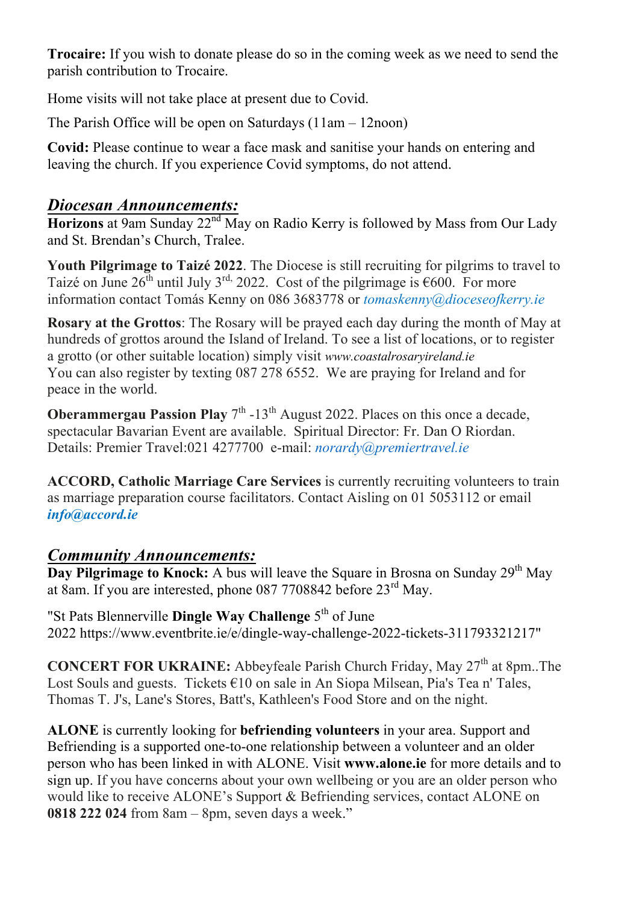**Trocaire:** If you wish to donate please do so in the coming week as we need to send the parish contribution to Trocaire.

Home visits will not take place at present due to Covid.

The Parish Office will be open on Saturdays (11am – 12noon)

**Covid:** Please continue to wear a face mask and sanitise your hands on entering and leaving the church. If you experience Covid symptoms, do not attend.

## *Diocesan Announcements:*

**Horizons** at 9am Sunday 22nd May on Radio Kerry is followed by Mass from Our Lady and St. Brendan's Church, Tralee.

**Youth Pilgrimage to Taizé 2022**. The Diocese is still recruiting for pilgrims to travel to Taizé on June 26th until July 3rd, 2022. Cost of the pilgrimage is €600. For more information contact Tomás Kenny on 086 3683778 or *tomaskenny@dioceseofkerry.ie*

**Rosary at the Grottos**: The Rosary will be prayed each day during the month of May at hundreds of grottos around the Island of Ireland. To see a list of locations, or to register a grotto (or other suitable location) simply visit *www.coastalrosaryireland.ie*
You can also register by texting 087 278 6552. We are praying for Ireland and for peace in the world.

**Oberammergau Passion Play** 7th -13th August 2022. Places on this once a decade, spectacular Bavarian Event are available. Spiritual Director: Fr. Dan O Riordan. Details: Premier Travel:021 4277700 e-mail: *norardy@premiertravel.ie*

**ACCORD, Catholic Marriage Care Services** is currently recruiting volunteers to train as marriage preparation course facilitators. Contact Aisling on 01 5053112 or email ***info@accord.ie***

## *Community Announcements:*

**Day Pilgrimage to Knock:** A bus will leave the Square in Brosna on Sunday 29th May at 8am. If you are interested, phone 087 7708842 before 23rd May.

"St Pats Blennerville **Dingle Way Challenge** 5th of June 2022 https://www.eventbrite.ie/e/dingle-way-challenge-2022-tickets-311793321217"

**CONCERT FOR UKRAINE:** Abbeyfeale Parish Church Friday, May 27th at 8pm..The Lost Souls and guests. Tickets €10 on sale in An Siopa Milsean, Pia's Tea n' Tales, Thomas T. J's, Lane's Stores, Batt's, Kathleen's Food Store and on the night.

**ALONE** is currently looking for **befriending volunteers** in your area. Support and Befriending is a supported one-to-one relationship between a volunteer and an older person who has been linked in with ALONE. Visit **www.alone.ie** for more details and to sign up. If you have concerns about your own wellbeing or you are an older person who would like to receive ALONE's Support & Befriending services, contact ALONE on **0818 222 024** from 8am – 8pm, seven days a week."